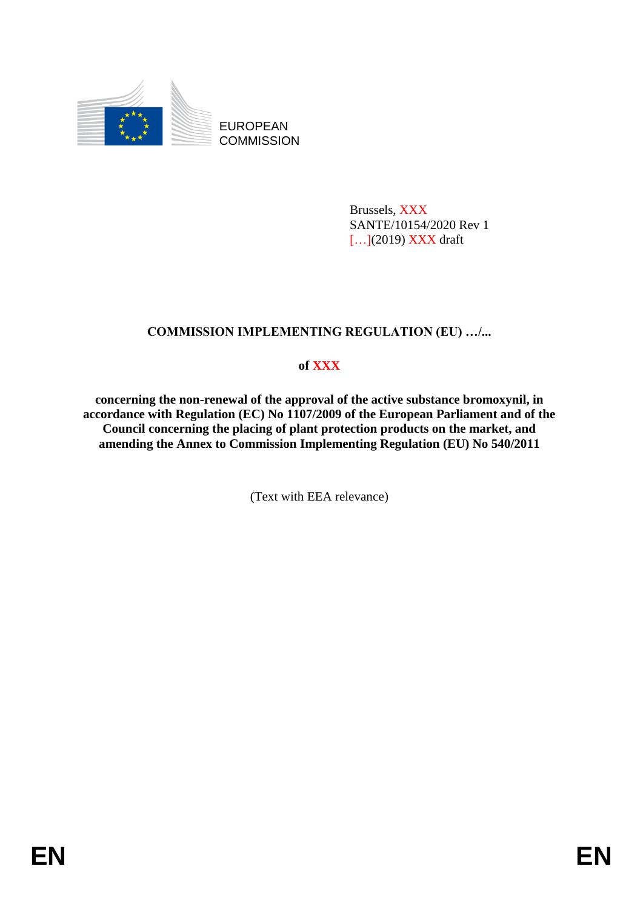EUROPEAN COMMISSION

Brussels, XXX
SANTE/10154/2020 Rev 1
[…](2019) XXX draft

**COMMISSION IMPLEMENTING REGULATION (EU) …/...**

**of XXX**

**concerning the non-renewal of the approval of the active substance bromoxynil, in accordance with Regulation (EC) No 1107/2009 of the European Parliament and of the Council concerning the placing of plant protection products on the market, and amending the Annex to Commission Implementing Regulation (EU) No 540/2011**

(Text with EEA relevance)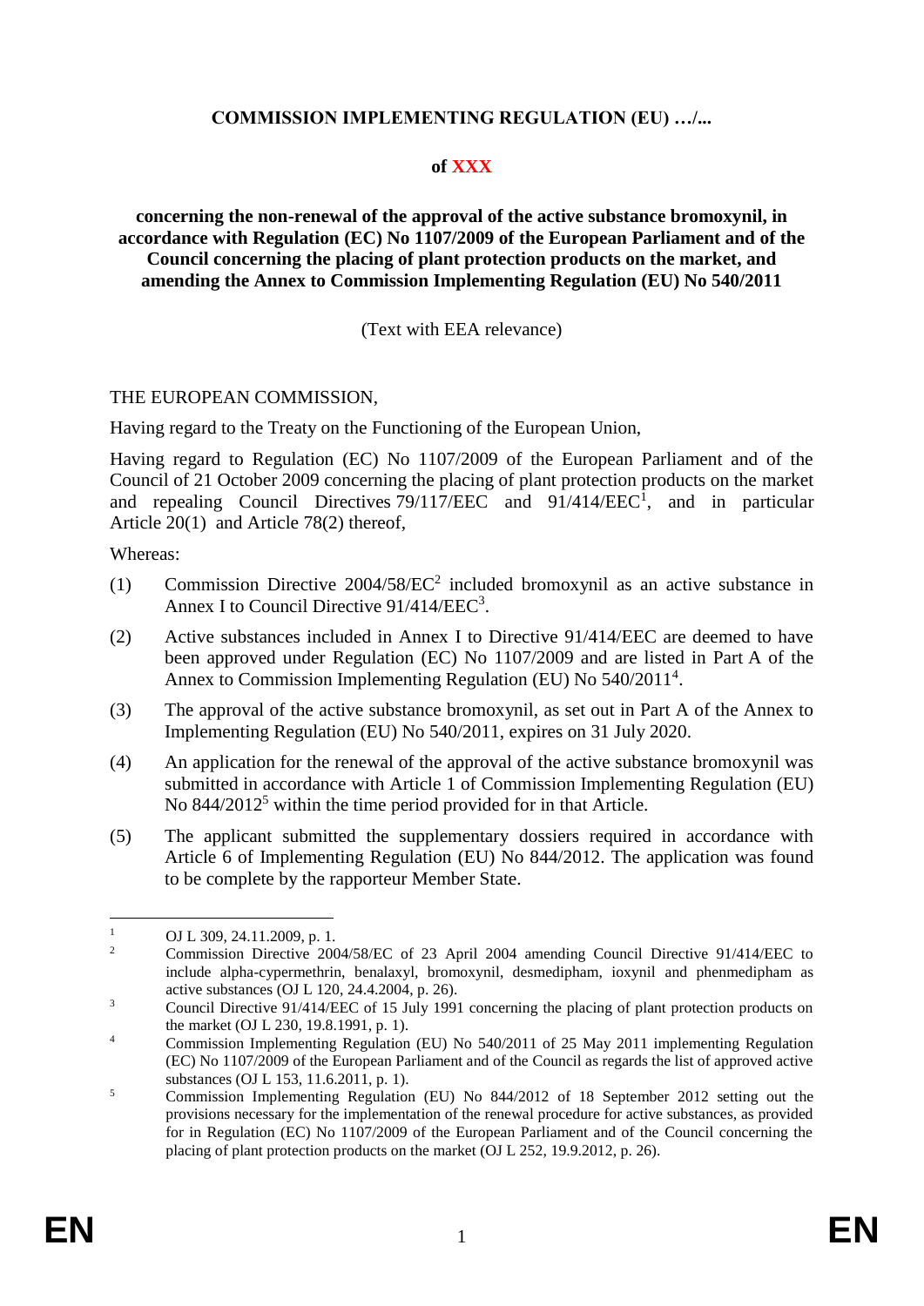**COMMISSION IMPLEMENTING REGULATION (EU) …/...**

**of XXX**

**concerning the non-renewal of the approval of the active substance bromoxynil, in accordance with Regulation (EC) No 1107/2009 of the European Parliament and of the Council concerning the placing of plant protection products on the market, and amending the Annex to Commission Implementing Regulation (EU) No 540/2011**

(Text with EEA relevance)

THE EUROPEAN COMMISSION,

Having regard to the Treaty on the Functioning of the European Union,

Having regard to Regulation (EC) No 1107/2009 of the European Parliament and of the Council of 21 October 2009 concerning the placing of plant protection products on the market and repealing Council Directives 79/117/EEC and 91/414/EEC[1], and in particular Article 20(1) and Article 78(2) thereof,

Whereas:

(1) Commission Directive 2004/58/EC[2] included bromoxynil as an active substance in Annex I to Council Directive 91/414/EEC[3].

(2) Active substances included in Annex I to Directive 91/414/EEC are deemed to have been approved under Regulation (EC) No 1107/2009 and are listed in Part A of the Annex to Commission Implementing Regulation (EU) No 540/2011[4].

(3) The approval of the active substance bromoxynil, as set out in Part A of the Annex to Implementing Regulation (EU) No 540/2011, expires on 31 July 2020.

(4) An application for the renewal of the approval of the active substance bromoxynil was submitted in accordance with Article 1 of Commission Implementing Regulation (EU) No 844/2012[5] within the time period provided for in that Article.

(5) The applicant submitted the supplementary dossiers required in accordance with Article 6 of Implementing Regulation (EU) No 844/2012. The application was found to be complete by the rapporteur Member State.

---

[1] OJ L 309, 24.11.2009, p. 1.

[2] Commission Directive 2004/58/EC of 23 April 2004 amending Council Directive 91/414/EEC to include alpha-cypermethrin, benalaxyl, bromoxynil, desmedipham, ioxynil and phenmedipham as active substances (OJ L 120, 24.4.2004, p. 26).

[3] Council Directive 91/414/EEC of 15 July 1991 concerning the placing of plant protection products on the market (OJ L 230, 19.8.1991, p. 1).

[4] Commission Implementing Regulation (EU) No 540/2011 of 25 May 2011 implementing Regulation (EC) No 1107/2009 of the European Parliament and of the Council as regards the list of approved active substances (OJ L 153, 11.6.2011, p. 1).

[5] Commission Implementing Regulation (EU) No 844/2012 of 18 September 2012 setting out the provisions necessary for the implementation of the renewal procedure for active substances, as provided for in Regulation (EC) No 1107/2009 of the European Parliament and of the Council concerning the placing of plant protection products on the market (OJ L 252, 19.9.2012, p. 26).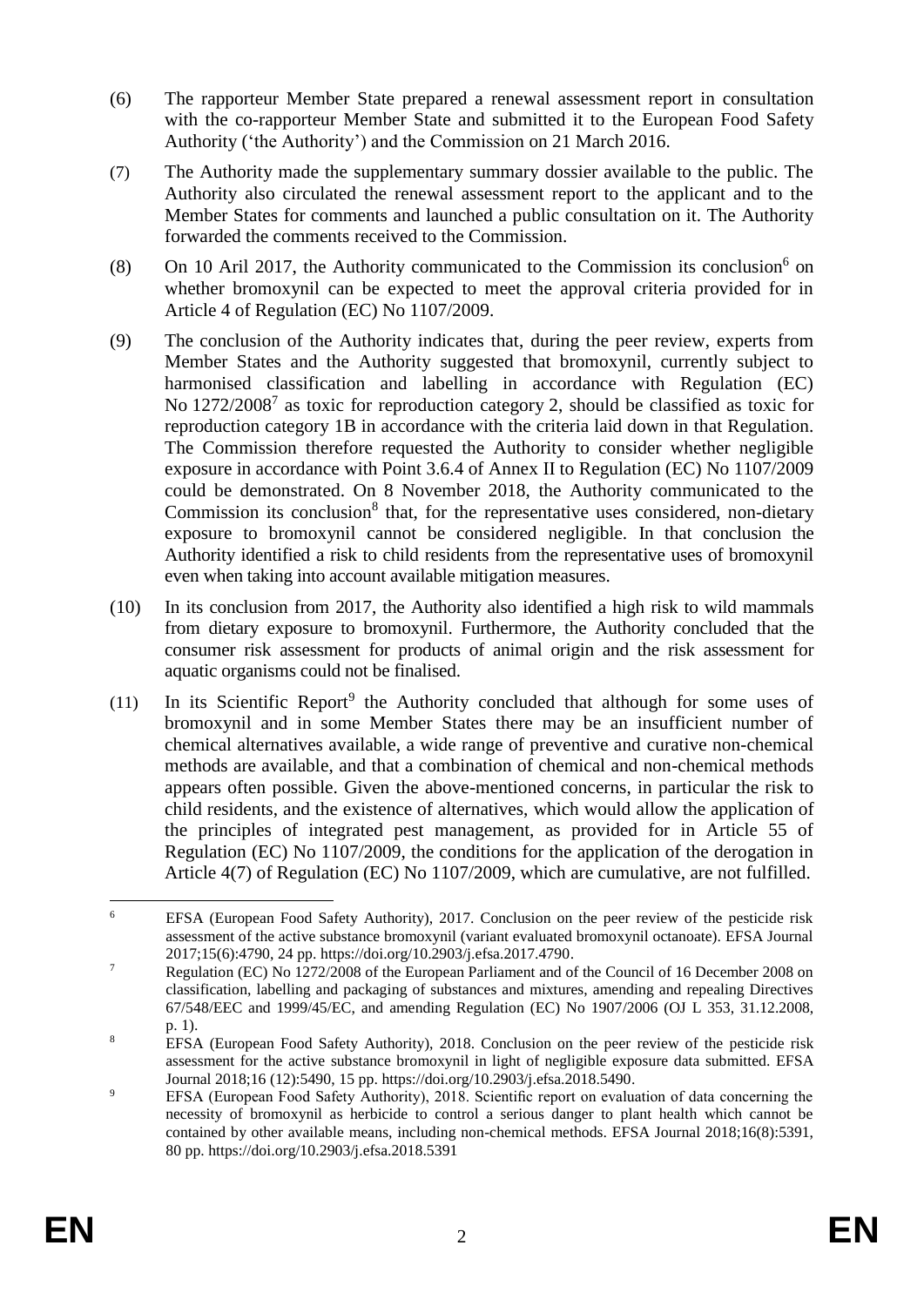(6) The rapporteur Member State prepared a renewal assessment report in consultation with the co-rapporteur Member State and submitted it to the European Food Safety Authority ('the Authority') and the Commission on 21 March 2016.

(7) The Authority made the supplementary summary dossier available to the public. The Authority also circulated the renewal assessment report to the applicant and to the Member States for comments and launched a public consultation on it. The Authority forwarded the comments received to the Commission.

(8) On 10 Aril 2017, the Authority communicated to the Commission its conclusion[6] on whether bromoxynil can be expected to meet the approval criteria provided for in Article 4 of Regulation (EC) No 1107/2009.

(9) The conclusion of the Authority indicates that, during the peer review, experts from Member States and the Authority suggested that bromoxynil, currently subject to harmonised classification and labelling in accordance with Regulation (EC) No 1272/2008[7] as toxic for reproduction category 2, should be classified as toxic for reproduction category 1B in accordance with the criteria laid down in that Regulation. The Commission therefore requested the Authority to consider whether negligible exposure in accordance with Point 3.6.4 of Annex II to Regulation (EC) No 1107/2009 could be demonstrated. On 8 November 2018, the Authority communicated to the Commission its conclusion[8] that, for the representative uses considered, non-dietary exposure to bromoxynil cannot be considered negligible. In that conclusion the Authority identified a risk to child residents from the representative uses of bromoxynil even when taking into account available mitigation measures.

(10) In its conclusion from 2017, the Authority also identified a high risk to wild mammals from dietary exposure to bromoxynil. Furthermore, the Authority concluded that the consumer risk assessment for products of animal origin and the risk assessment for aquatic organisms could not be finalised.

(11) In its Scientific Report[9] the Authority concluded that although for some uses of bromoxynil and in some Member States there may be an insufficient number of chemical alternatives available, a wide range of preventive and curative non-chemical methods are available, and that a combination of chemical and non-chemical methods appears often possible. Given the above-mentioned concerns, in particular the risk to child residents, and the existence of alternatives, which would allow the application of the principles of integrated pest management, as provided for in Article 55 of Regulation (EC) No 1107/2009, the conditions for the application of the derogation in Article 4(7) of Regulation (EC) No 1107/2009, which are cumulative, are not fulfilled.

---

[6] EFSA (European Food Safety Authority), 2017. Conclusion on the peer review of the pesticide risk assessment of the active substance bromoxynil (variant evaluated bromoxynil octanoate). EFSA Journal 2017;15(6):4790, 24 pp. https://doi.org/10.2903/j.efsa.2017.4790.

[7] Regulation (EC) No 1272/2008 of the European Parliament and of the Council of 16 December 2008 on classification, labelling and packaging of substances and mixtures, amending and repealing Directives 67/548/EEC and 1999/45/EC, and amending Regulation (EC) No 1907/2006 (OJ L 353, 31.12.2008, p. 1).

[8] EFSA (European Food Safety Authority), 2018. Conclusion on the peer review of the pesticide risk assessment for the active substance bromoxynil in light of negligible exposure data submitted. EFSA Journal 2018;16 (12):5490, 15 pp. https://doi.org/10.2903/j.efsa.2018.5490.

[9] EFSA (European Food Safety Authority), 2018. Scientific report on evaluation of data concerning the necessity of bromoxynil as herbicide to control a serious danger to plant health which cannot be contained by other available means, including non-chemical methods. EFSA Journal 2018;16(8):5391, 80 pp. https://doi.org/10.2903/j.efsa.2018.5391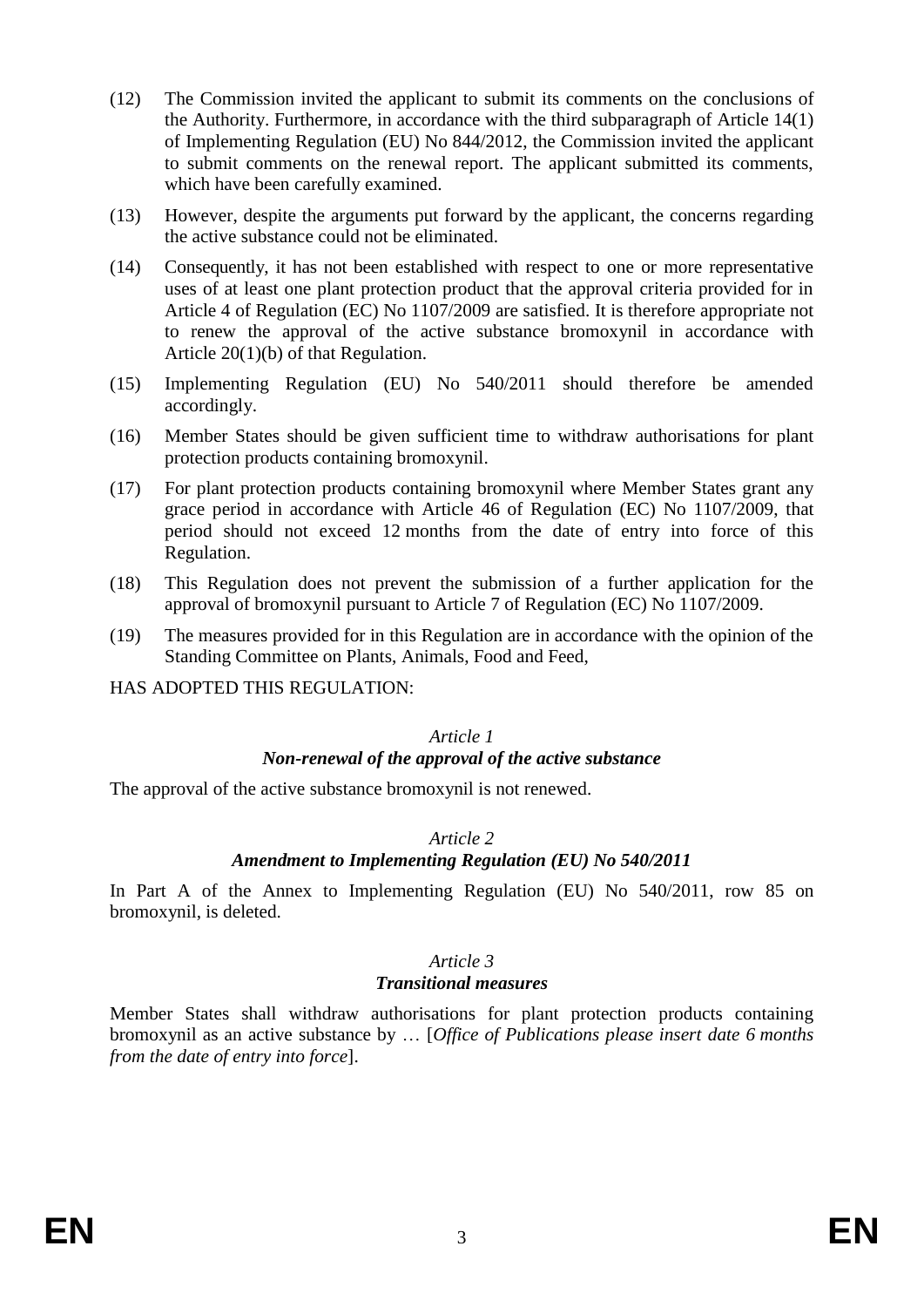(12) The Commission invited the applicant to submit its comments on the conclusions of the Authority. Furthermore, in accordance with the third subparagraph of Article 14(1) of Implementing Regulation (EU) No 844/2012, the Commission invited the applicant to submit comments on the renewal report. The applicant submitted its comments, which have been carefully examined.

(13) However, despite the arguments put forward by the applicant, the concerns regarding the active substance could not be eliminated.

(14) Consequently, it has not been established with respect to one or more representative uses of at least one plant protection product that the approval criteria provided for in Article 4 of Regulation (EC) No 1107/2009 are satisfied. It is therefore appropriate not to renew the approval of the active substance bromoxynil in accordance with Article 20(1)(b) of that Regulation.

(15) Implementing Regulation (EU) No 540/2011 should therefore be amended accordingly.

(16) Member States should be given sufficient time to withdraw authorisations for plant protection products containing bromoxynil.

(17) For plant protection products containing bromoxynil where Member States grant any grace period in accordance with Article 46 of Regulation (EC) No 1107/2009, that period should not exceed 12 months from the date of entry into force of this Regulation.

(18) This Regulation does not prevent the submission of a further application for the approval of bromoxynil pursuant to Article 7 of Regulation (EC) No 1107/2009.

(19) The measures provided for in this Regulation are in accordance with the opinion of the Standing Committee on Plants, Animals, Food and Feed,

HAS ADOPTED THIS REGULATION:

*Article 1*

***Non-renewal of the approval of the active substance***

The approval of the active substance bromoxynil is not renewed.

*Article 2*

***Amendment to Implementing Regulation (EU) No 540/2011***

In Part A of the Annex to Implementing Regulation (EU) No 540/2011, row 85 on bromoxynil, is deleted.

*Article 3*

***Transitional measures***

Member States shall withdraw authorisations for plant protection products containing bromoxynil as an active substance by … [*Office of Publications please insert date 6 months from the date of entry into force*].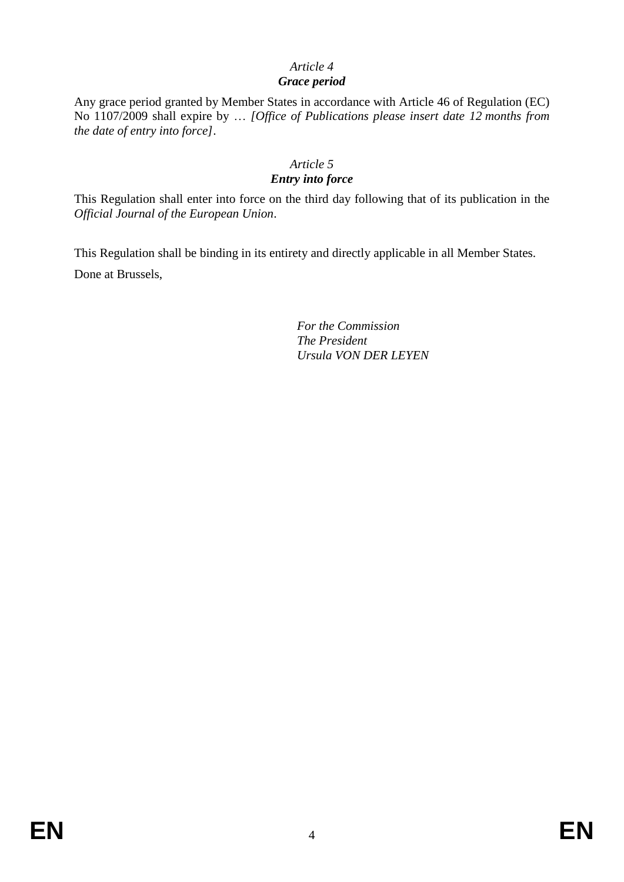*Article 4*
***Grace period***

Any grace period granted by Member States in accordance with Article 46 of Regulation (EC) No 1107/2009 shall expire by … *[Office of Publications please insert date 12 months from the date of entry into force]*.

*Article 5*
***Entry into force***

This Regulation shall enter into force on the third day following that of its publication in the *Official Journal of the European Union*.

This Regulation shall be binding in its entirety and directly applicable in all Member States.

Done at Brussels,

*For the Commission*
*The President*
*Ursula VON DER LEYEN*